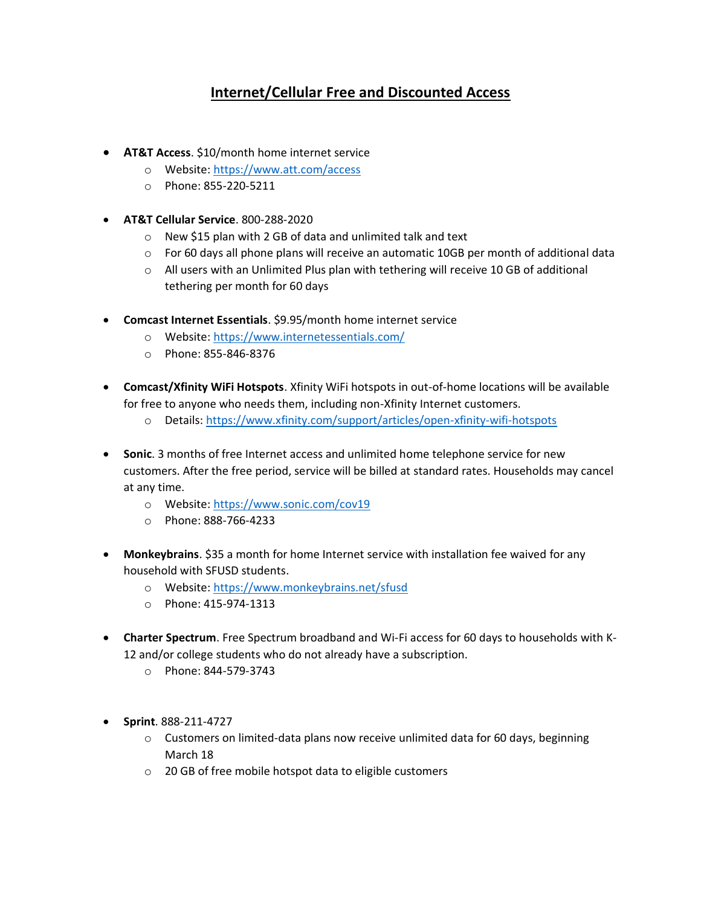# Internet/Cellular Free and Discounted Access

- **AT&T Access**. $10/month home internet service
  - Website: https://www.att.com/access
  - Phone: 855-220-5211

- **AT&T Cellular Service**. 800-288-2020
  - New $15 plan with 2 GB of data and unlimited talk and text
  - For 60 days all phone plans will receive an automatic 10GB per month of additional data
  - All users with an Unlimited Plus plan with tethering will receive 10 GB of additional tethering per month for 60 days

- **Comcast Internet Essentials**. $9.95/month home internet service
  - Website: https://www.internetessentials.com/
  - Phone: 855-846-8376

- **Comcast/Xfinity WiFi Hotspots**. Xfinity WiFi hotspots in out-of-home locations will be available for free to anyone who needs them, including non-Xfinity Internet customers.
  - Details: https://www.xfinity.com/support/articles/open-xfinity-wifi-hotspots

- **Sonic**. 3 months of free Internet access and unlimited home telephone service for new customers. After the free period, service will be billed at standard rates. Households may cancel at any time.
  - Website: https://www.sonic.com/cov19
  - Phone: 888-766-4233

- **Monkeybrains**. $35 a month for home Internet service with installation fee waived for any household with SFUSD students.
  - Website: https://www.monkeybrains.net/sfusd
  - Phone: 415-974-1313

- **Charter Spectrum**. Free Spectrum broadband and Wi-Fi access for 60 days to households with K-12 and/or college students who do not already have a subscription.
  - Phone: 844-579-3743

- **Sprint**. 888-211-4727
  - Customers on limited-data plans now receive unlimited data for 60 days, beginning March 18
  - 20 GB of free mobile hotspot data to eligible customers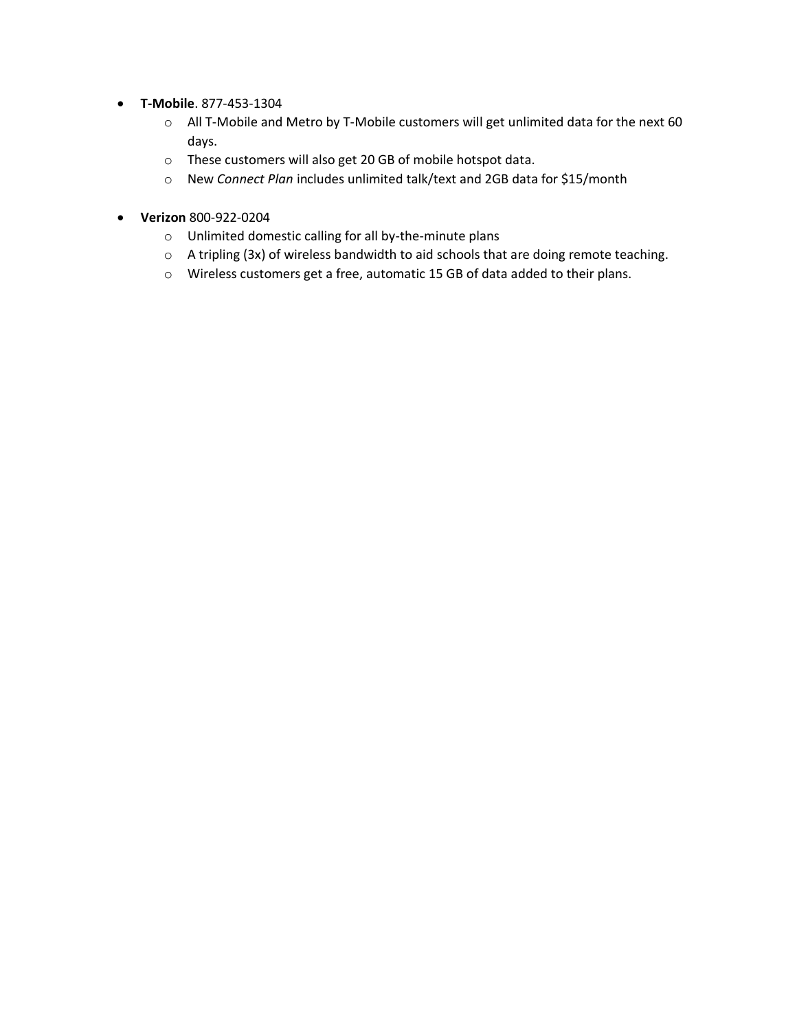- **T-Mobile**. 877-453-1304
  - All T-Mobile and Metro by T-Mobile customers will get unlimited data for the next 60 days.
  - These customers will also get 20 GB of mobile hotspot data.
  - New *Connect Plan* includes unlimited talk/text and 2GB data for $15/month

- **Verizon** 800-922-0204
  - Unlimited domestic calling for all by-the-minute plans
  - A tripling (3x) of wireless bandwidth to aid schools that are doing remote teaching.
  - Wireless customers get a free, automatic 15 GB of data added to their plans.